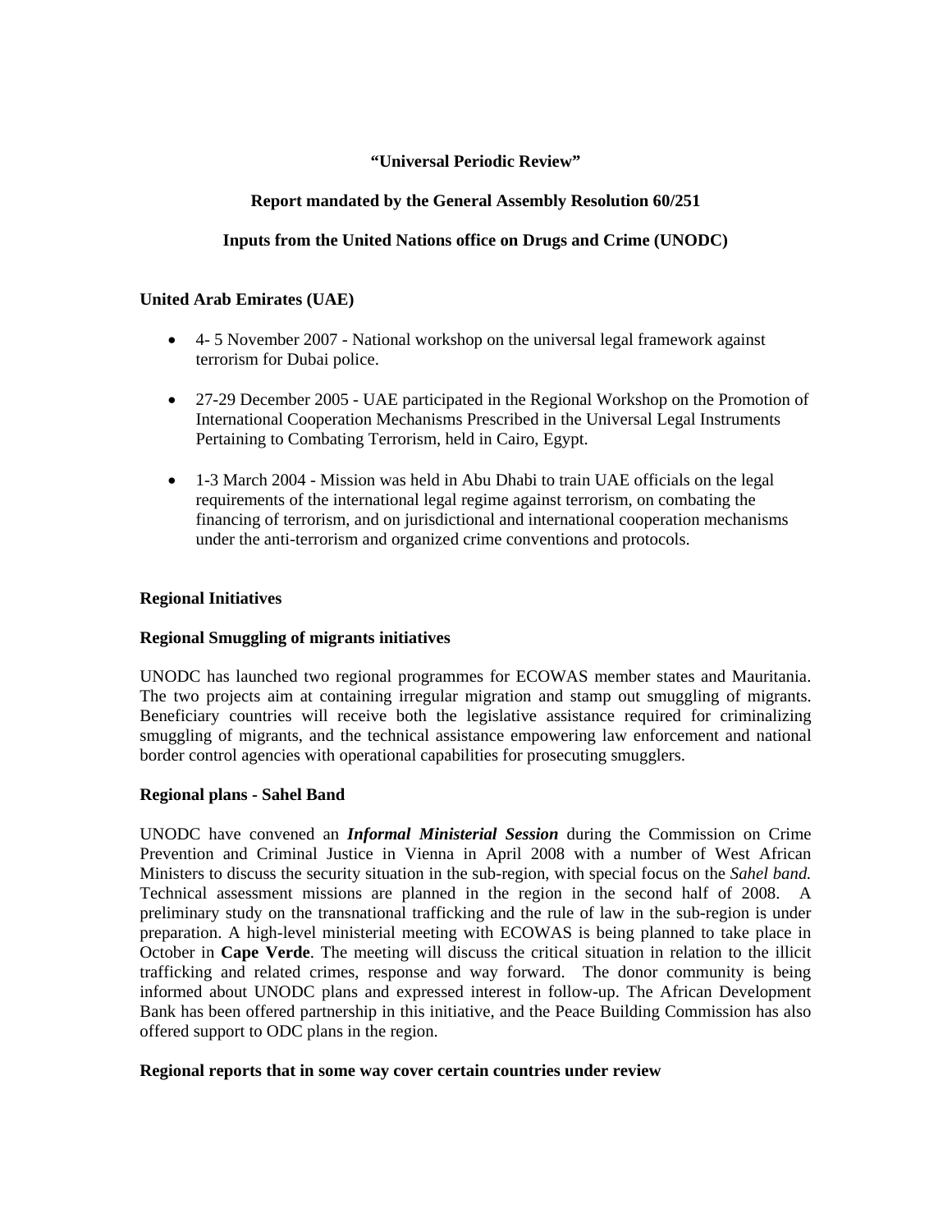**“Universal Periodic Review”**

**Report mandated by the General Assembly Resolution 60/251**

**Inputs from the United Nations office on Drugs and Crime (UNODC)**

**United Arab Emirates (UAE)**

- 4- 5 November 2007 - National workshop on the universal legal framework against terrorism for Dubai police.
- 27-29 December 2005 - UAE participated in the Regional Workshop on the Promotion of International Cooperation Mechanisms Prescribed in the Universal Legal Instruments Pertaining to Combating Terrorism, held in Cairo, Egypt.
- 1-3 March 2004 - Mission was held in Abu Dhabi to train UAE officials on the legal requirements of the international legal regime against terrorism, on combating the financing of terrorism, and on jurisdictional and international cooperation mechanisms under the anti-terrorism and organized crime conventions and protocols.

**Regional Initiatives**

**Regional Smuggling of migrants initiatives**

UNODC has launched two regional programmes for ECOWAS member states and Mauritania. The two projects aim at containing irregular migration and stamp out smuggling of migrants. Beneficiary countries will receive both the legislative assistance required for criminalizing smuggling of migrants, and the technical assistance empowering law enforcement and national border control agencies with operational capabilities for prosecuting smugglers.

**Regional plans - Sahel Band**

UNODC have convened an ***Informal Ministerial Session*** during the Commission on Crime Prevention and Criminal Justice in Vienna in April 2008 with a number of West African Ministers to discuss the security situation in the sub-region, with special focus on the *Sahel band.* Technical assessment missions are planned in the region in the second half of 2008. A preliminary study on the transnational trafficking and the rule of law in the sub-region is under preparation. A high-level ministerial meeting with ECOWAS is being planned to take place in October in **Cape Verde**. The meeting will discuss the critical situation in relation to the illicit trafficking and related crimes, response and way forward. The donor community is being informed about UNODC plans and expressed interest in follow-up. The African Development Bank has been offered partnership in this initiative, and the Peace Building Commission has also offered support to ODC plans in the region.

**Regional reports that in some way cover certain countries under review**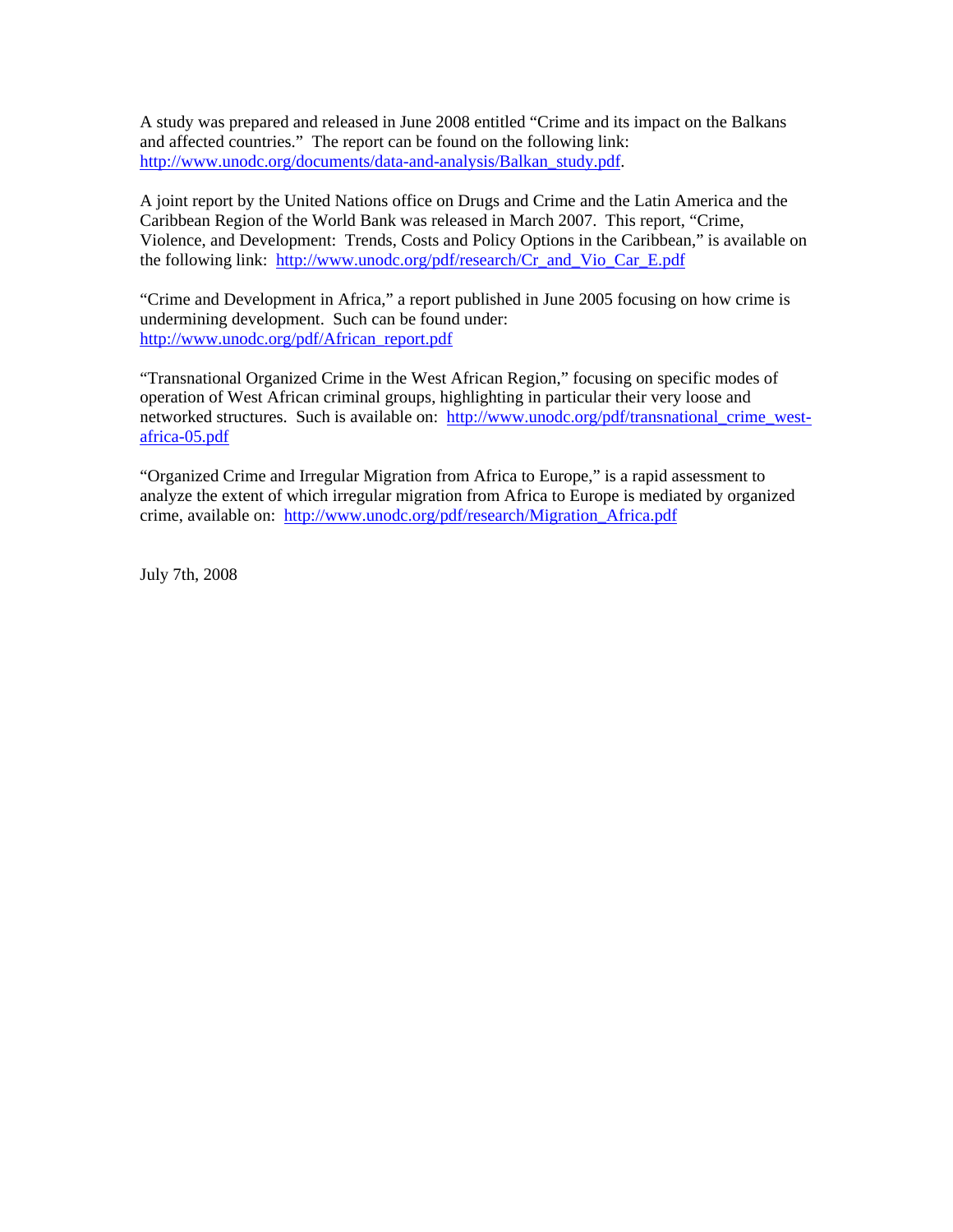A study was prepared and released in June 2008 entitled "Crime and its impact on the Balkans and affected countries." The report can be found on the following link: http://www.unodc.org/documents/data-and-analysis/Balkan_study.pdf.

A joint report by the United Nations office on Drugs and Crime and the Latin America and the Caribbean Region of the World Bank was released in March 2007. This report, "Crime, Violence, and Development: Trends, Costs and Policy Options in the Caribbean," is available on the following link: http://www.unodc.org/pdf/research/Cr_and_Vio_Car_E.pdf

"Crime and Development in Africa," a report published in June 2005 focusing on how crime is undermining development. Such can be found under: http://www.unodc.org/pdf/African_report.pdf

"Transnational Organized Crime in the West African Region," focusing on specific modes of operation of West African criminal groups, highlighting in particular their very loose and networked structures. Such is available on: http://www.unodc.org/pdf/transnational_crime_west-africa-05.pdf

"Organized Crime and Irregular Migration from Africa to Europe," is a rapid assessment to analyze the extent of which irregular migration from Africa to Europe is mediated by organized crime, available on: http://www.unodc.org/pdf/research/Migration_Africa.pdf

July 7th, 2008